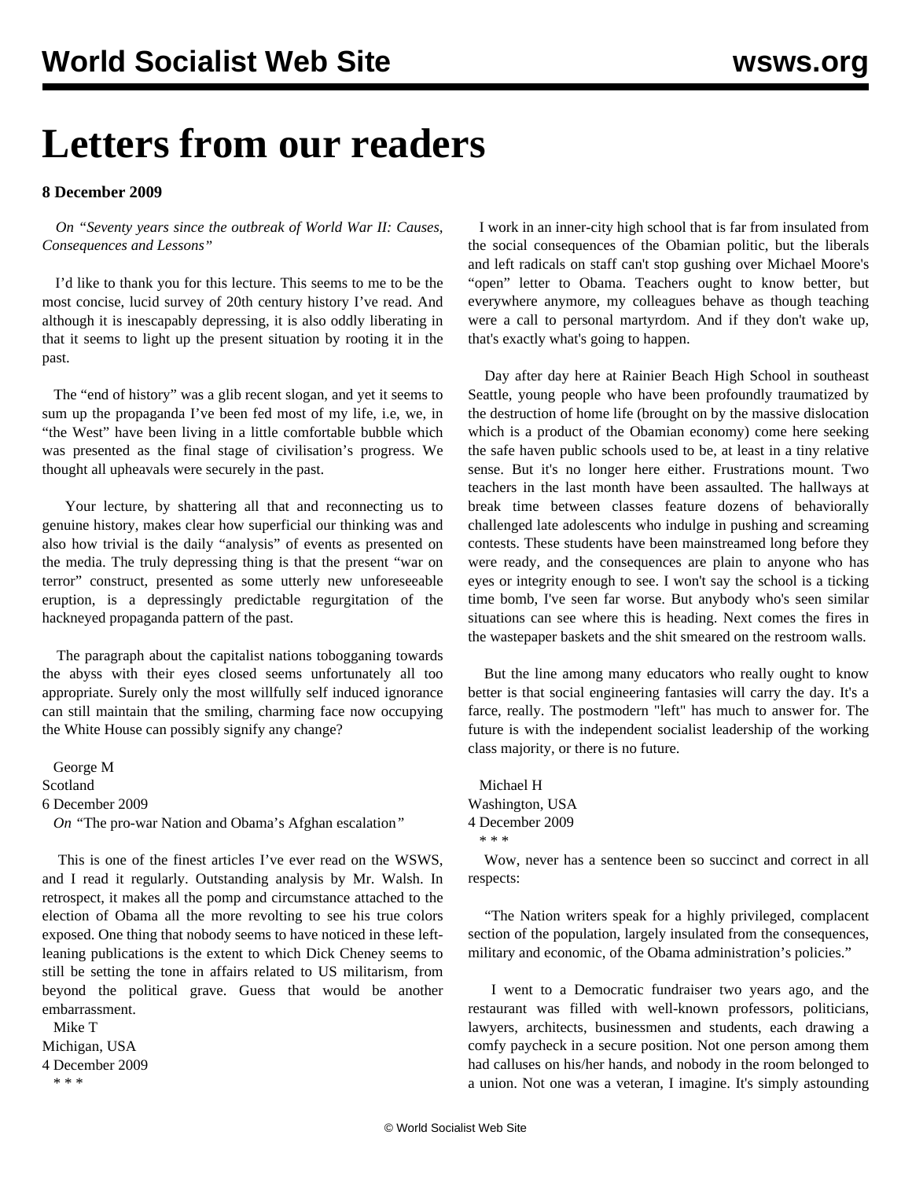# Letters from our readers

**8 December 2009**

*On "Seventy years since the outbreak of World War II: Causes, Consequences and Lessons"*

I'd like to thank you for this lecture. This seems to me to be the most concise, lucid survey of 20th century history I've read. And although it is inescapably depressing, it is also oddly liberating in that it seems to light up the present situation by rooting it in the past.

The "end of history" was a glib recent slogan, and yet it seems to sum up the propaganda I've been fed most of my life, i.e, we, in "the West" have been living in a little comfortable bubble which was presented as the final stage of civilisation's progress. We thought all upheavals were securely in the past.

Your lecture, by shattering all that and reconnecting us to genuine history, makes clear how superficial our thinking was and also how trivial is the daily "analysis" of events as presented on the media. The truly depressing thing is that the present "war on terror" construct, presented as some utterly new unforeseeable eruption, is a depressingly predictable regurgitation of the hackneyed propaganda pattern of the past.

The paragraph about the capitalist nations tobogganing towards the abyss with their eyes closed seems unfortunately all too appropriate. Surely only the most willfully self induced ignorance can still maintain that the smiling, charming face now occupying the White House can possibly signify any change?

George M
Scotland
6 December 2009

*On "The pro-war Nation and Obama's Afghan escalation"*

This is one of the finest articles I've ever read on the WSWS, and I read it regularly. Outstanding analysis by Mr. Walsh. In retrospect, it makes all the pomp and circumstance attached to the election of Obama all the more revolting to see his true colors exposed. One thing that nobody seems to have noticed in these left-leaning publications is the extent to which Dick Cheney seems to still be setting the tone in affairs related to US militarism, from beyond the political grave. Guess that would be another embarrassment.

Mike T
Michigan, USA
4 December 2009

\* \* \*

I work in an inner-city high school that is far from insulated from the social consequences of the Obamian politic, but the liberals and left radicals on staff can't stop gushing over Michael Moore's "open" letter to Obama. Teachers ought to know better, but everywhere anymore, my colleagues behave as though teaching were a call to personal martyrdom. And if they don't wake up, that's exactly what's going to happen.

Day after day here at Rainier Beach High School in southeast Seattle, young people who have been profoundly traumatized by the destruction of home life (brought on by the massive dislocation which is a product of the Obamian economy) come here seeking the safe haven public schools used to be, at least in a tiny relative sense. But it's no longer here either. Frustrations mount. Two teachers in the last month have been assaulted. The hallways at break time between classes feature dozens of behaviorally challenged late adolescents who indulge in pushing and screaming contests. These students have been mainstreamed long before they were ready, and the consequences are plain to anyone who has eyes or integrity enough to see. I won't say the school is a ticking time bomb, I've seen far worse. But anybody who's seen similar situations can see where this is heading. Next comes the fires in the wastepaper baskets and the shit smeared on the restroom walls.

But the line among many educators who really ought to know better is that social engineering fantasies will carry the day. It's a farce, really. The postmodern "left" has much to answer for. The future is with the independent socialist leadership of the working class majority, or there is no future.

Michael H
Washington, USA
4 December 2009

\* \* \*

Wow, never has a sentence been so succinct and correct in all respects:

"The Nation writers speak for a highly privileged, complacent section of the population, largely insulated from the consequences, military and economic, of the Obama administration's policies."

I went to a Democratic fundraiser two years ago, and the restaurant was filled with well-known professors, politicians, lawyers, architects, businessmen and students, each drawing a comfy paycheck in a secure position. Not one person among them had calluses on his/her hands, and nobody in the room belonged to a union. Not one was a veteran, I imagine. It's simply astounding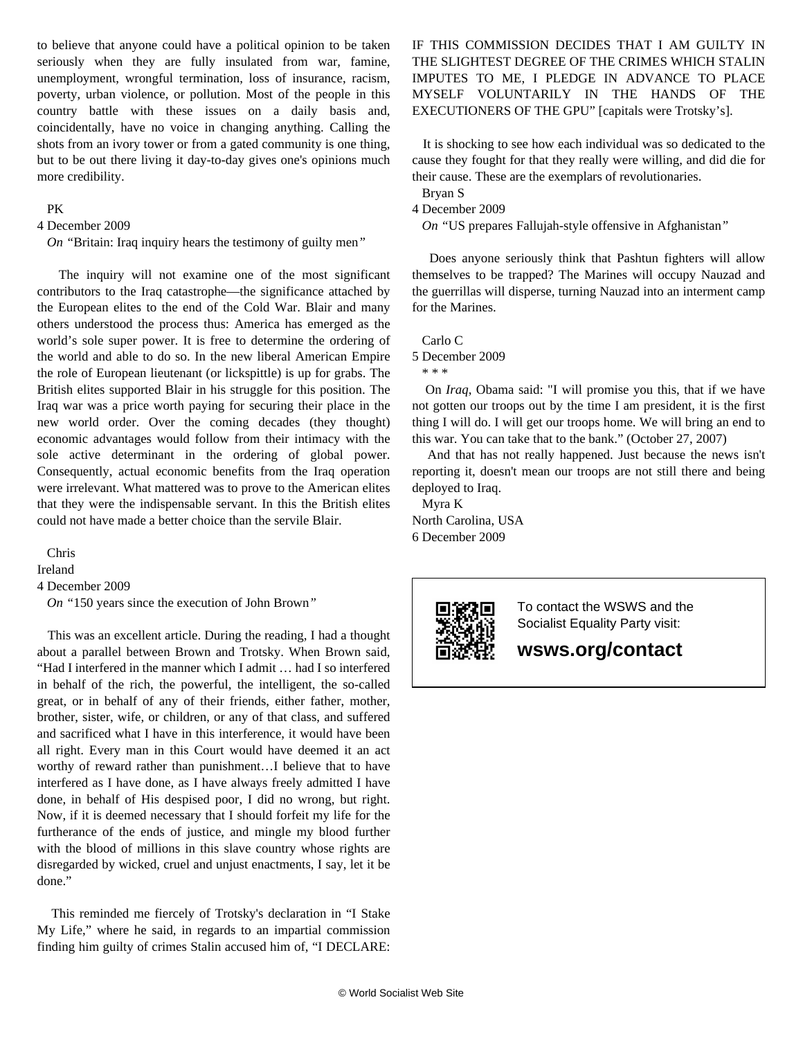to believe that anyone could have a political opinion to be taken seriously when they are fully insulated from war, famine, unemployment, wrongful termination, loss of insurance, racism, poverty, urban violence, or pollution. Most of the people in this country battle with these issues on a daily basis and, coincidentally, have no voice in changing anything. Calling the shots from an ivory tower or from a gated community is one thing, but to be out there living it day-to-day gives one's opinions much more credibility.

PK
4 December 2009

*On* "Britain: Iraq inquiry hears the testimony of guilty men"

The inquiry will not examine one of the most significant contributors to the Iraq catastrophe—the significance attached by the European elites to the end of the Cold War. Blair and many others understood the process thus: America has emerged as the world's sole super power. It is free to determine the ordering of the world and able to do so. In the new liberal American Empire the role of European lieutenant (or lickspittle) is up for grabs. The British elites supported Blair in his struggle for this position. The Iraq war was a price worth paying for securing their place in the new world order. Over the coming decades (they thought) economic advantages would follow from their intimacy with the sole active determinant in the ordering of global power. Consequently, actual economic benefits from the Iraq operation were irrelevant. What mattered was to prove to the American elites that they were the indispensable servant. In this the British elites could not have made a better choice than the servile Blair.

Chris
Ireland
4 December 2009

*On* "150 years since the execution of John Brown"

This was an excellent article. During the reading, I had a thought about a parallel between Brown and Trotsky. When Brown said, "Had I interfered in the manner which I admit … had I so interfered in behalf of the rich, the powerful, the intelligent, the so-called great, or in behalf of any of their friends, either father, mother, brother, sister, wife, or children, or any of that class, and suffered and sacrificed what I have in this interference, it would have been all right. Every man in this Court would have deemed it an act worthy of reward rather than punishment…I believe that to have interfered as I have done, as I have always freely admitted I have done, in behalf of His despised poor, I did no wrong, but right. Now, if it is deemed necessary that I should forfeit my life for the furtherance of the ends of justice, and mingle my blood further with the blood of millions in this slave country whose rights are disregarded by wicked, cruel and unjust enactments, I say, let it be done."

This reminded me fiercely of Trotsky's declaration in "I Stake My Life," where he said, in regards to an impartial commission finding him guilty of crimes Stalin accused him of, "I DECLARE: IF THIS COMMISSION DECIDES THAT I AM GUILTY IN THE SLIGHTEST DEGREE OF THE CRIMES WHICH STALIN IMPUTES TO ME, I PLEDGE IN ADVANCE TO PLACE MYSELF VOLUNTARILY IN THE HANDS OF THE EXECUTIONERS OF THE GPU" [capitals were Trotsky's].

It is shocking to see how each individual was so dedicated to the cause they fought for that they really were willing, and did die for their cause. These are the exemplars of revolutionaries.

Bryan S
4 December 2009

*On* "US prepares Fallujah-style offensive in Afghanistan"

Does anyone seriously think that Pashtun fighters will allow themselves to be trapped? The Marines will occupy Nauzad and the guerrillas will disperse, turning Nauzad into an interment camp for the Marines.

Carlo C
5 December 2009

* * *

On *Iraq*, Obama said: "I will promise you this, that if we have not gotten our troops out by the time I am president, it is the first thing I will do. I will get our troops home. We will bring an end to this war. You can take that to the bank." (October 27, 2007)

And that has not really happened. Just because the news isn't reporting it, doesn't mean our troops are not still there and being deployed to Iraq.

Myra K
North Carolina, USA
6 December 2009

To contact the WSWS and the Socialist Equality Party visit:

**wsws.org/contact**